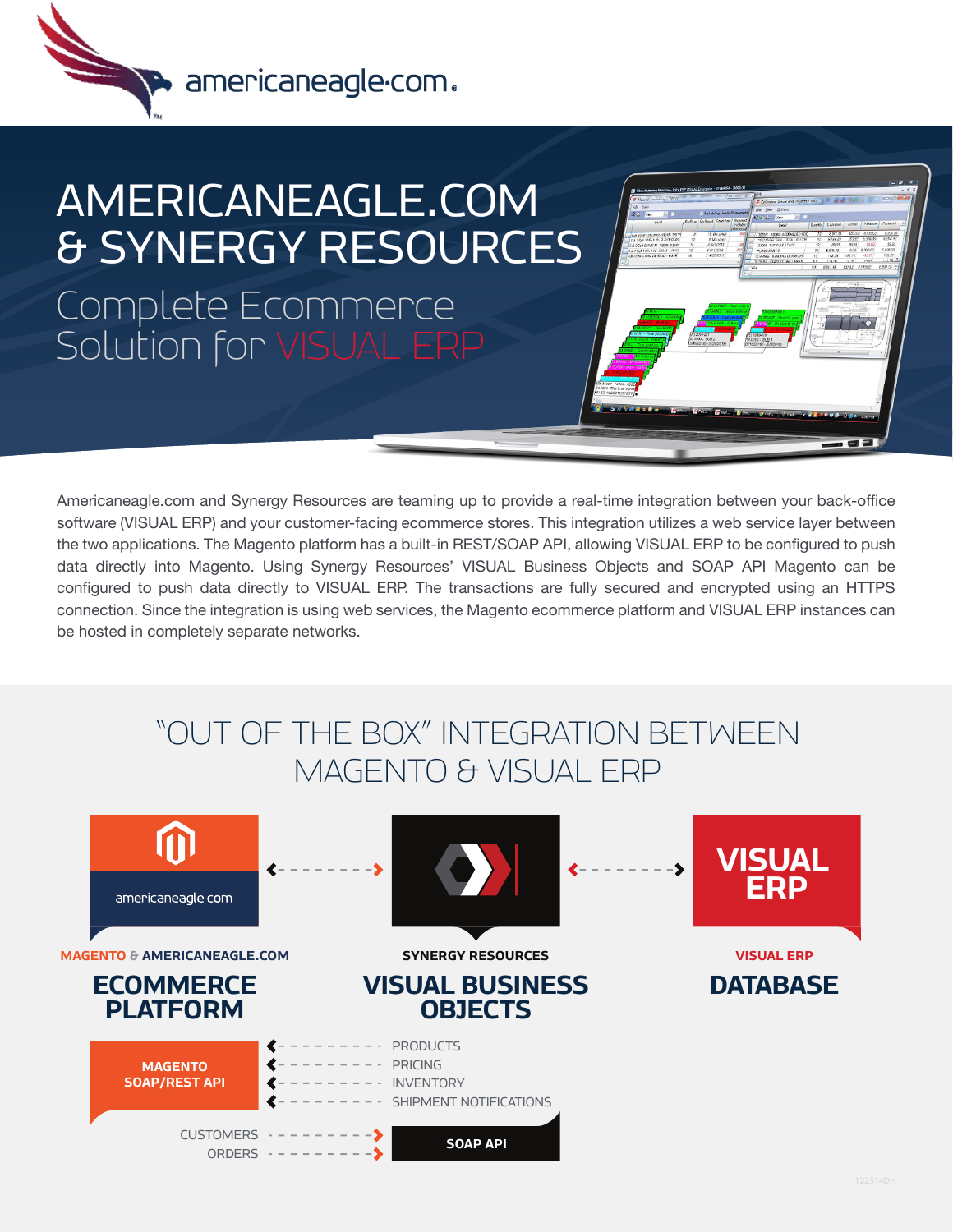americaneagle.com

# AMERICANEAGLE.COM & SYNERGY RESOURCES

## Complete Ecommerce Solution for VISUAL ERP

Americaneagle.com and Synergy Resources are teaming up to provide a real-time integration between your back-office software (VISUAL ERP) and your customer-facing ecommerce stores. This integration utilizes a web service layer between the two applications. The Magento platform has a built-in REST/SOAP API, allowing VISUAL ERP to be configured to push data directly into Magento. Using Synergy Resources' VISUAL Business Objects and SOAP API Magento can be configured to push data directly to VISUAL ERP. The transactions are fully secured and encrypted using an HTTPS connection. Since the integration is using web services, the Magento ecommerce platform and VISUAL ERP instances can be hosted in completely separate networks.

## "OUT OF THE BOX" INTEGRATION BETWEEN MAGENTO & VISUAL ERP

americaneagle.com

VISUAL ERP

**MAGENTO & AMERICANEAGLE.COM**

### ECOMMERCE PLATFORM

**SYNERGY RESOURCES**

### VISUAL BUSINESS OBJECTS

**VISUAL ERP**

### DATABASE

**MAGENTO SOAP/REST API**

- PRODUCTS
- PRICING
- INVENTORY
- SHIPMENT NOTIFICATIONS

**SOAP API**

- CUSTOMERS
- ORDERS

122314DH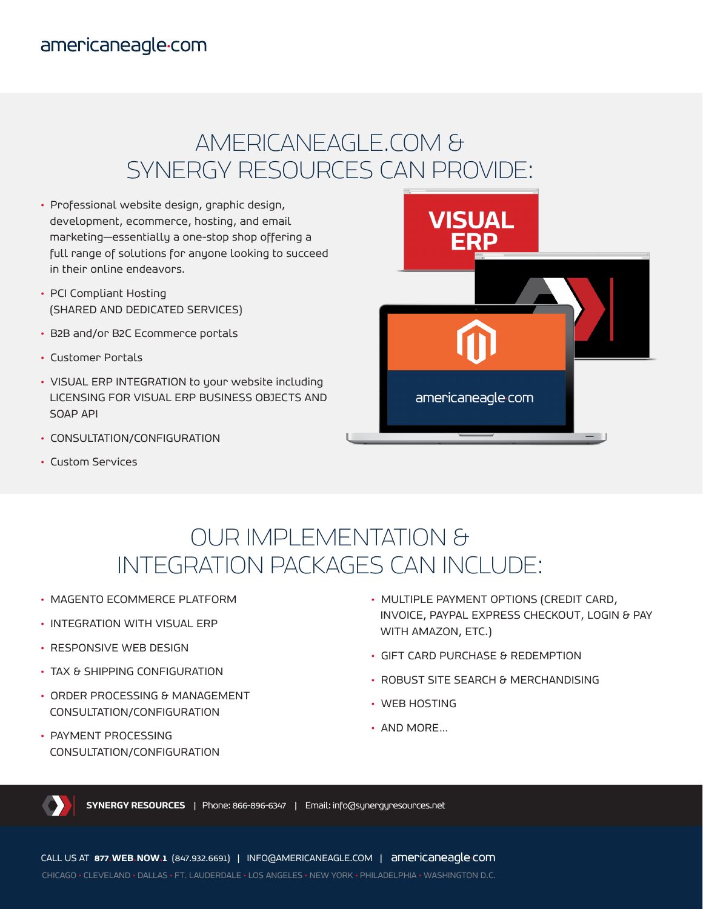americaneagle.com

# AMERICANEAGLE.COM & SYNERGY RESOURCES CAN PROVIDE:

- Professional website design, graphic design, development, ecommerce, hosting, and email marketing—essentially a one-stop shop offering a full range of solutions for anyone looking to succeed in their online endeavors.
- PCI Compliant Hosting (SHARED AND DEDICATED SERVICES)
- B2B and/or B2C Ecommerce portals
- Customer Portals
- VISUAL ERP INTEGRATION to your website including LICENSING FOR VISUAL ERP BUSINESS OBJECTS AND SOAP API
- CONSULTATION/CONFIGURATION
- Custom Services

VISUAL ERP

americaneagle.com

# OUR IMPLEMENTATION & INTEGRATION PACKAGES CAN INCLUDE:

- MAGENTO ECOMMERCE PLATFORM
- INTEGRATION WITH VISUAL ERP
- RESPONSIVE WEB DESIGN
- TAX & SHIPPING CONFIGURATION
- ORDER PROCESSING & MANAGEMENT CONSULTATION/CONFIGURATION
- PAYMENT PROCESSING CONSULTATION/CONFIGURATION
- MULTIPLE PAYMENT OPTIONS (CREDIT CARD, INVOICE, PAYPAL EXPRESS CHECKOUT, LOGIN & PAY WITH AMAZON, ETC.)
- GIFT CARD PURCHASE & REDEMPTION
- ROBUST SITE SEARCH & MERCHANDISING
- WEB HOSTING
- AND MORE...

**SYNERGY RESOURCES** | Phone: 866-896-6347 | Email: info@synergyresources.net

CALL US AT **877.WEB.NOW.1** (847.932.6691) | INFO@AMERICANEAGLE.COM | americaneagle.com

CHICAGO • CLEVELAND • DALLAS • FT. LAUDERDALE • LOS ANGELES • NEW YORK • PHILADELPHIA • WASHINGTON D.C.